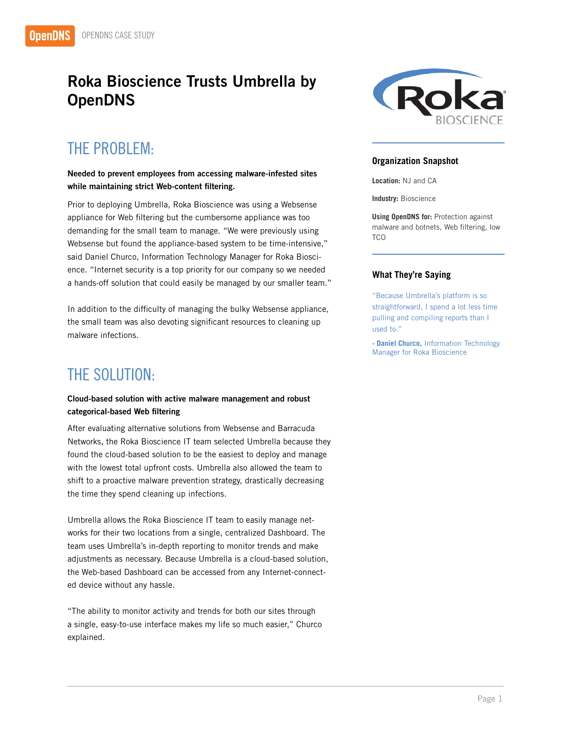# Roka Bioscience Trusts Umbrella by OpenDNS

## THE PROBLEM:

**Needed to prevent employees from accessing malware-infested sites while maintaining strict Web-content filtering.**

Prior to deploying Umbrella, Roka Bioscience was using a Websense appliance for Web filtering but the cumbersome appliance was too demanding for the small team to manage. "We were previously using Websense but found the appliance-based system to be time-intensive," said Daniel Churco, Information Technology Manager for Roka Bioscience. "Internet security is a top priority for our company so we needed a hands-off solution that could easily be managed by our smaller team."

In addition to the difficulty of managing the bulky Websense appliance, the small team was also devoting significant resources to cleaning up malware infections.

## THE SOLUTION:

**Cloud-based solution with active malware management and robust categorical-based Web filtering**

After evaluating alternative solutions from Websense and Barracuda Networks, the Roka Bioscience IT team selected Umbrella because they found the cloud-based solution to be the easiest to deploy and manage with the lowest total upfront costs. Umbrella also allowed the team to shift to a proactive malware prevention strategy, drastically decreasing the time they spend cleaning up infections.

Umbrella allows the Roka Bioscience IT team to easily manage networks for their two locations from a single, centralized Dashboard. The team uses Umbrella's in-depth reporting to monitor trends and make adjustments as necessary. Because Umbrella is a cloud-based solution, the Web-based Dashboard can be accessed from any Internet-connected device without any hassle.

"The ability to monitor activity and trends for both our sites through a single, easy-to-use interface makes my life so much easier," Churco explained.

### Organization Snapshot

**Location:** NJ and CA

**Industry:** Bioscience

**Using OpenDNS for:** Protection against malware and botnets, Web filtering, low TCO

### What They're Saying

"Because Umbrella's platform is so straightforward, I spend a lot less time pulling and compiling reports than I used to."

- **Daniel Churco,** Information Technology Manager for Roka Bioscience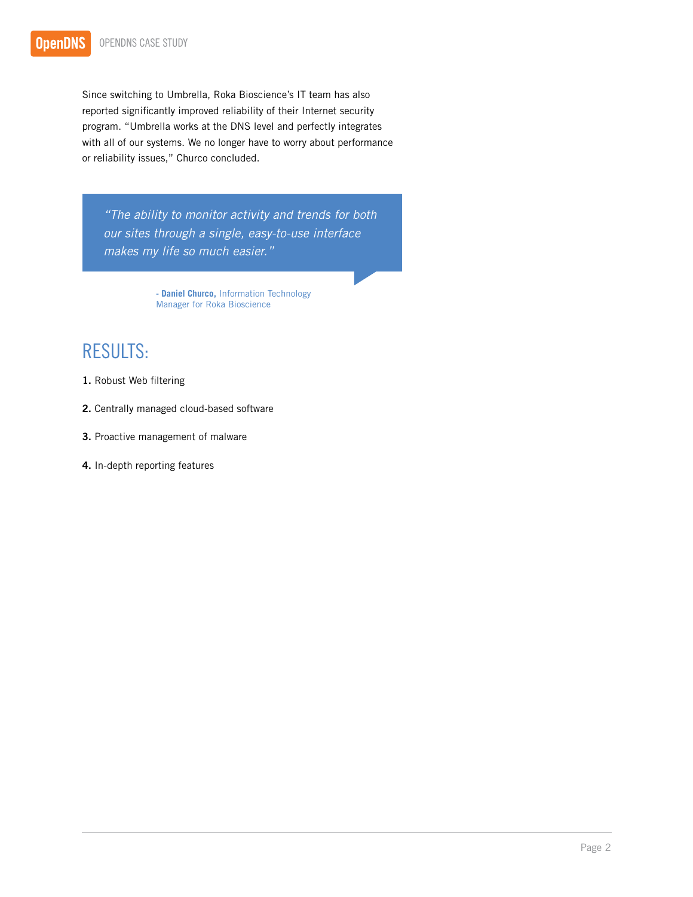Since switching to Umbrella, Roka Bioscience's IT team has also reported significantly improved reliability of their Internet security program. "Umbrella works at the DNS level and perfectly integrates with all of our systems. We no longer have to worry about performance or reliability issues," Churco concluded.

> *"The ability to monitor activity and trends for both our sites through a single, easy-to-use interface makes my life so much easier."*
>
> **- Daniel Churco,** Information Technology Manager for Roka Bioscience

## RESULTS:

**1.** Robust Web filtering

**2.** Centrally managed cloud-based software

**3.** Proactive management of malware

**4.** In-depth reporting features